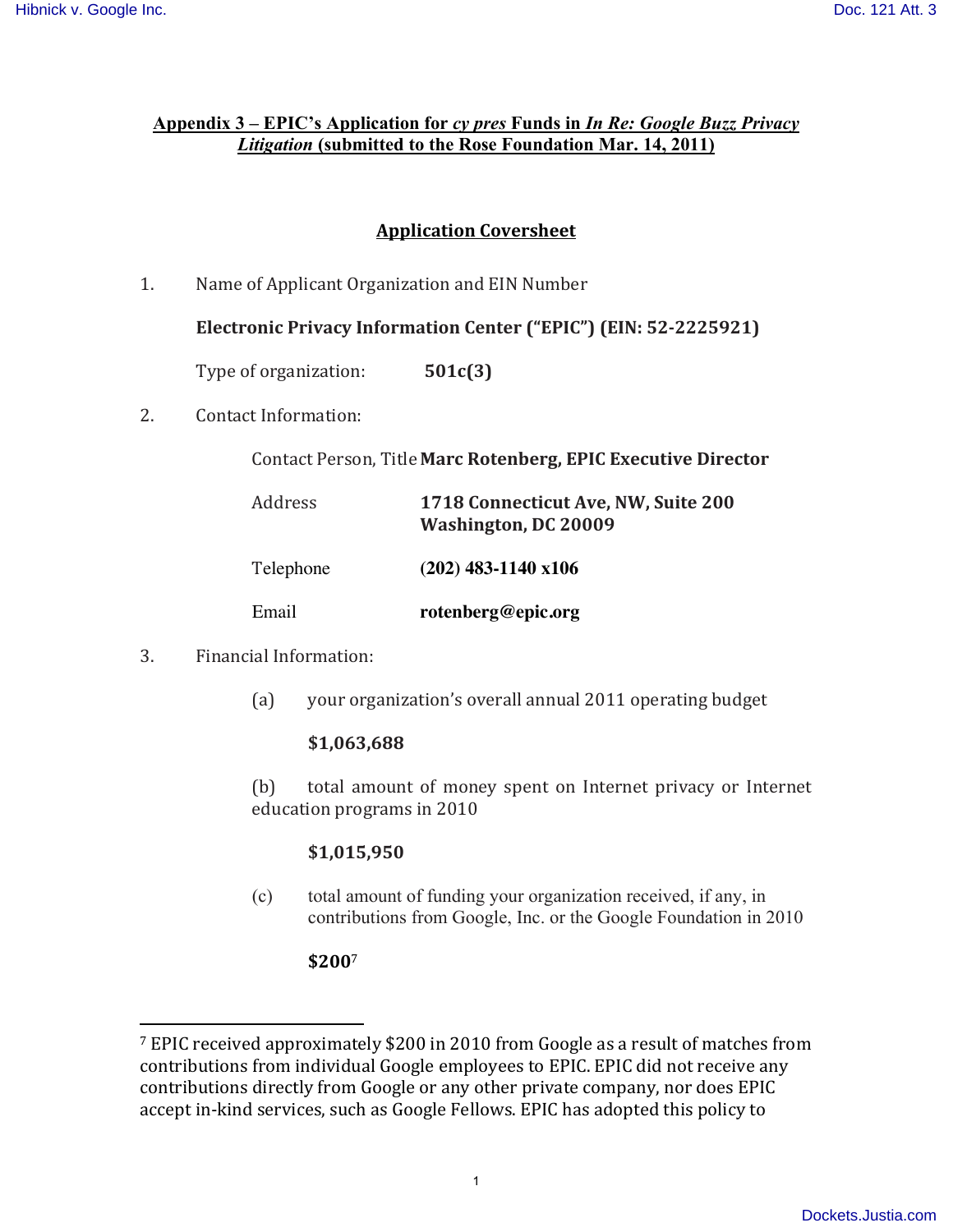## Appendix 3 – EPIC's Application for *cy pres* Funds in *In Re: Google Buzz Privacy Litigation* (submitted to the Rose Foundation Mar. 14, 2011)

### Application Coversheet

1. Name of Applicant Organization and EIN Number

   **Electronic Privacy Information Center ("EPIC") (EIN: 52-2225921)**

   Type of organization: **501c(3)**

2. Contact Information:

   Contact Person, Title **Marc Rotenberg, EPIC Executive Director**

   Address **1718 Connecticut Ave, NW, Suite 200 Washington, DC 20009**

   Telephone **(202) 483-1140 x106**

   Email **rotenberg@epic.org**

3. Financial Information:

   (a) your organization's overall annual 2011 operating budget

   **$1,063,688**

   (b) total amount of money spent on Internet privacy or Internet education programs in 2010

   **$1,015,950**

   (c) total amount of funding your organization received, if any, in contributions from Google, Inc. or the Google Foundation in 2010

   **$200**[7]

---

[7] EPIC received approximately $200 in 2010 from Google as a result of matches from contributions from individual Google employees to EPIC. EPIC did not receive any contributions directly from Google or any other private company, nor does EPIC accept in-kind services, such as Google Fellows. EPIC has adopted this policy to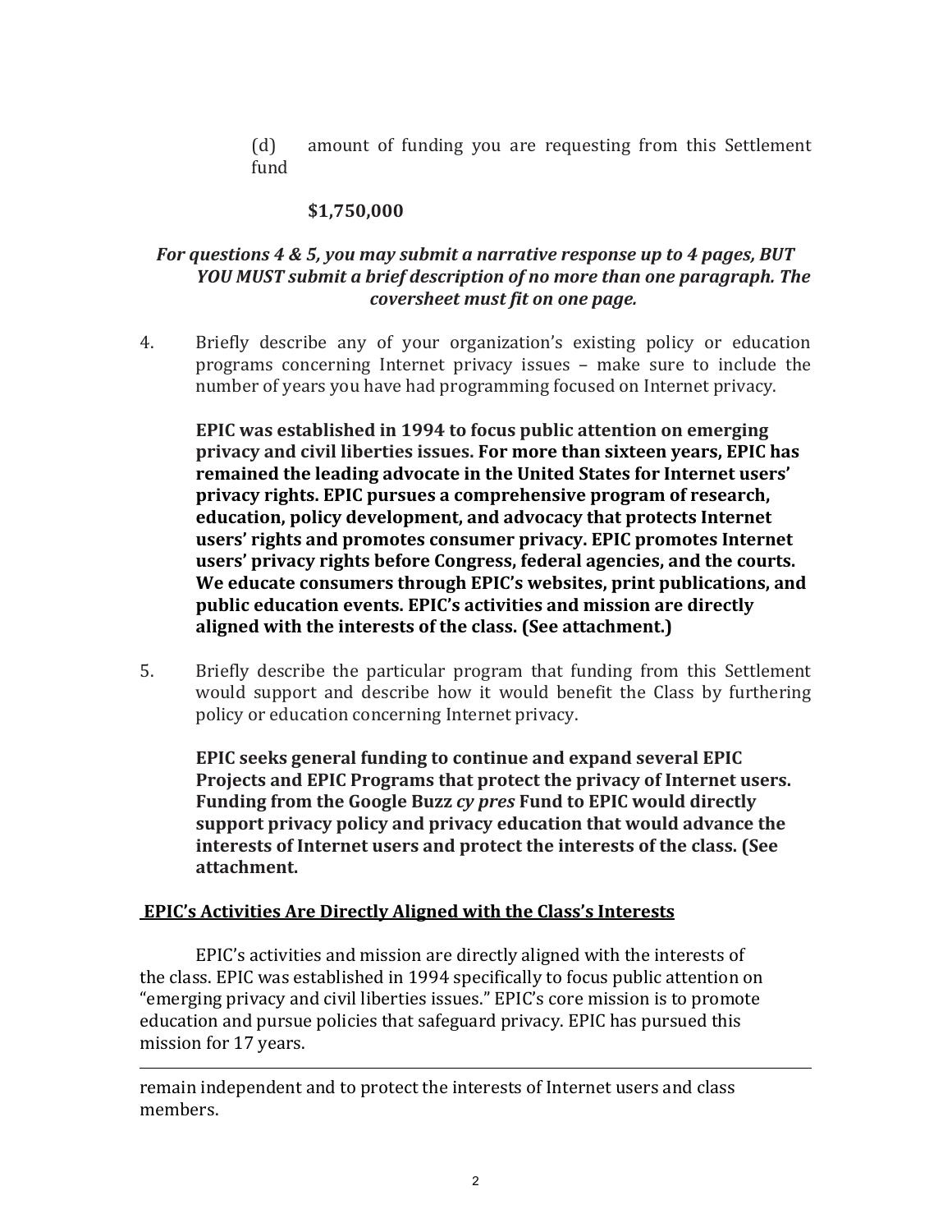(d) amount of funding you are requesting from this Settlement fund

**$1,750,000**

***For questions 4 & 5, you may submit a narrative response up to 4 pages, BUT YOU MUST submit a brief description of no more than one paragraph. The coversheet must fit on one page.***

4. Briefly describe any of your organization's existing policy or education programs concerning Internet privacy issues – make sure to include the number of years you have had programming focused on Internet privacy.

   **EPIC was established in 1994 to focus public attention on emerging privacy and civil liberties issues. For more than sixteen years, EPIC has remained the leading advocate in the United States for Internet users' privacy rights. EPIC pursues a comprehensive program of research, education, policy development, and advocacy that protects Internet users' rights and promotes consumer privacy. EPIC promotes Internet users' privacy rights before Congress, federal agencies, and the courts. We educate consumers through EPIC's websites, print publications, and public education events. EPIC's activities and mission are directly aligned with the interests of the class. (See attachment.)**

5. Briefly describe the particular program that funding from this Settlement would support and describe how it would benefit the Class by furthering policy or education concerning Internet privacy.

   **EPIC seeks general funding to continue and expand several EPIC Projects and EPIC Programs that protect the privacy of Internet users. Funding from the Google Buzz *cy pres* Fund to EPIC would directly support privacy policy and privacy education that would advance the interests of Internet users and protect the interests of the class. (See attachment.**

**<u>EPIC's Activities Are Directly Aligned with the Class's Interests</u>**

EPIC's activities and mission are directly aligned with the interests of the class. EPIC was established in 1994 specifically to focus public attention on "emerging privacy and civil liberties issues." EPIC's core mission is to promote education and pursue policies that safeguard privacy. EPIC has pursued this mission for 17 years.

---

remain independent and to protect the interests of Internet users and class members.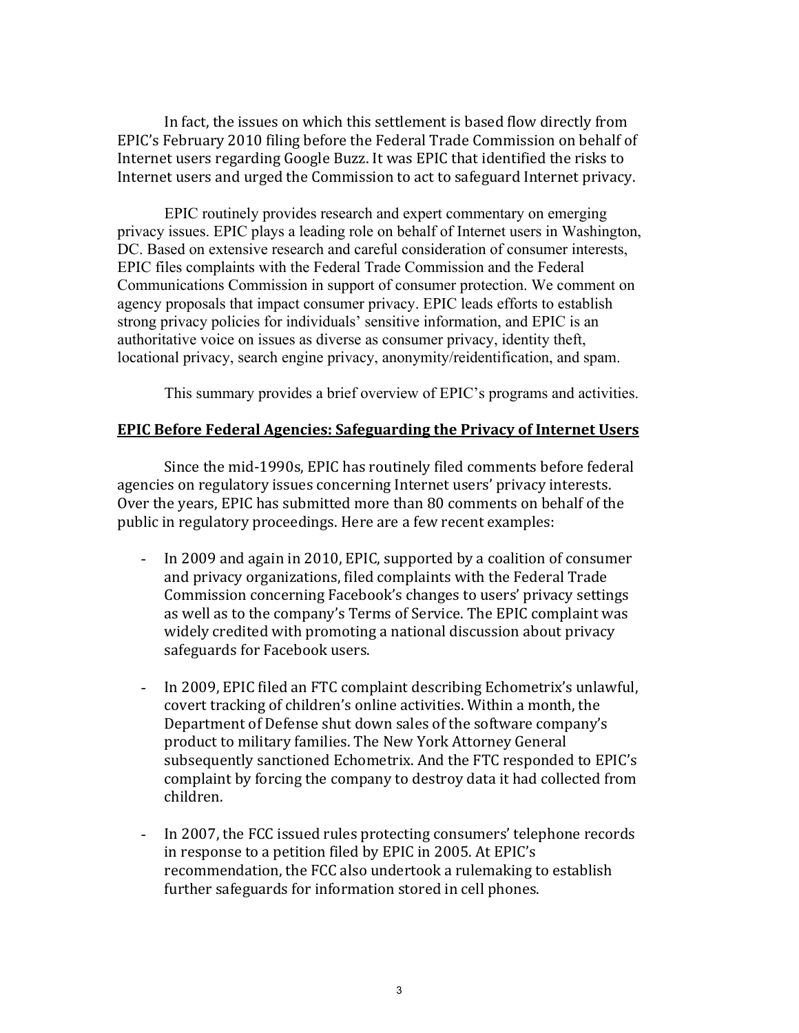In fact, the issues on which this settlement is based flow directly from EPIC's February 2010 filing before the Federal Trade Commission on behalf of Internet users regarding Google Buzz. It was EPIC that identified the risks to Internet users and urged the Commission to act to safeguard Internet privacy.

EPIC routinely provides research and expert commentary on emerging privacy issues. EPIC plays a leading role on behalf of Internet users in Washington, DC. Based on extensive research and careful consideration of consumer interests, EPIC files complaints with the Federal Trade Commission and the Federal Communications Commission in support of consumer protection. We comment on agency proposals that impact consumer privacy. EPIC leads efforts to establish strong privacy policies for individuals' sensitive information, and EPIC is an authoritative voice on issues as diverse as consumer privacy, identity theft, locational privacy, search engine privacy, anonymity/reidentification, and spam.

This summary provides a brief overview of EPIC's programs and activities.

**EPIC Before Federal Agencies: Safeguarding the Privacy of Internet Users**

Since the mid-1990s, EPIC has routinely filed comments before federal agencies on regulatory issues concerning Internet users' privacy interests. Over the years, EPIC has submitted more than 80 comments on behalf of the public in regulatory proceedings. Here are a few recent examples:

- In 2009 and again in 2010, EPIC, supported by a coalition of consumer and privacy organizations, filed complaints with the Federal Trade Commission concerning Facebook's changes to users' privacy settings as well as to the company's Terms of Service. The EPIC complaint was widely credited with promoting a national discussion about privacy safeguards for Facebook users.

- In 2009, EPIC filed an FTC complaint describing Echometrix's unlawful, covert tracking of children's online activities. Within a month, the Department of Defense shut down sales of the software company's product to military families. The New York Attorney General subsequently sanctioned Echometrix. And the FTC responded to EPIC's complaint by forcing the company to destroy data it had collected from children.

- In 2007, the FCC issued rules protecting consumers' telephone records in response to a petition filed by EPIC in 2005. At EPIC's recommendation, the FCC also undertook a rulemaking to establish further safeguards for information stored in cell phones.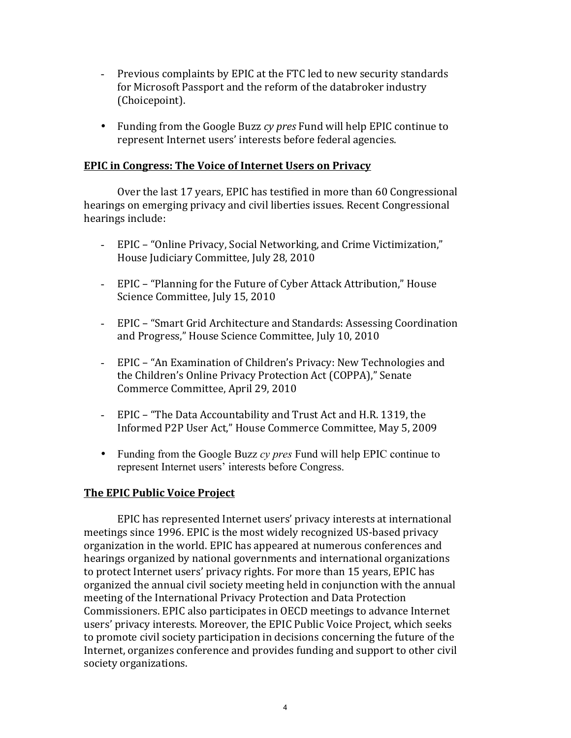- Previous complaints by EPIC at the FTC led to new security standards for Microsoft Passport and the reform of the databroker industry (Choicepoint).

- Funding from the Google Buzz *cy pres* Fund will help EPIC continue to represent Internet users' interests before federal agencies.

**EPIC in Congress: The Voice of Internet Users on Privacy**

Over the last 17 years, EPIC has testified in more than 60 Congressional hearings on emerging privacy and civil liberties issues. Recent Congressional hearings include:

- EPIC – "Online Privacy, Social Networking, and Crime Victimization," House Judiciary Committee, July 28, 2010

- EPIC – "Planning for the Future of Cyber Attack Attribution," House Science Committee, July 15, 2010

- EPIC – "Smart Grid Architecture and Standards: Assessing Coordination and Progress," House Science Committee, July 10, 2010

- EPIC – "An Examination of Children's Privacy: New Technologies and the Children's Online Privacy Protection Act (COPPA)," Senate Commerce Committee, April 29, 2010

- EPIC – "The Data Accountability and Trust Act and H.R. 1319, the Informed P2P User Act," House Commerce Committee, May 5, 2009

- Funding from the Google Buzz *cy pres* Fund will help EPIC continue to represent Internet users' interests before Congress.

**The EPIC Public Voice Project**

EPIC has represented Internet users' privacy interests at international meetings since 1996. EPIC is the most widely recognized US-based privacy organization in the world. EPIC has appeared at numerous conferences and hearings organized by national governments and international organizations to protect Internet users' privacy rights. For more than 15 years, EPIC has organized the annual civil society meeting held in conjunction with the annual meeting of the International Privacy Protection and Data Protection Commissioners. EPIC also participates in OECD meetings to advance Internet users' privacy interests. Moreover, the EPIC Public Voice Project, which seeks to promote civil society participation in decisions concerning the future of the Internet, organizes conference and provides funding and support to other civil society organizations.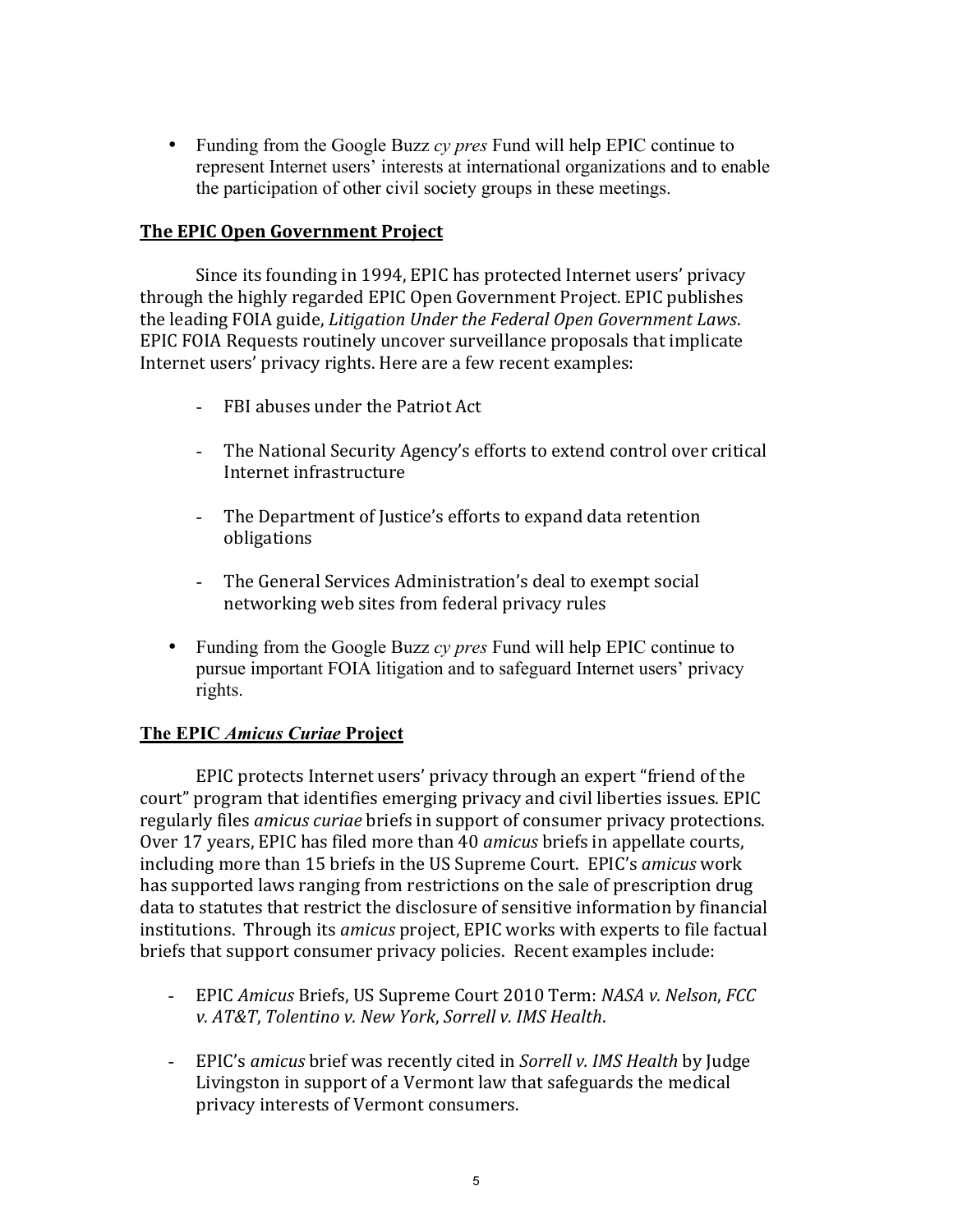- Funding from the Google Buzz *cy pres* Fund will help EPIC continue to represent Internet users' interests at international organizations and to enable the participation of other civil society groups in these meetings.

**The EPIC Open Government Project**

Since its founding in 1994, EPIC has protected Internet users' privacy through the highly regarded EPIC Open Government Project. EPIC publishes the leading FOIA guide, *Litigation Under the Federal Open Government Laws*. EPIC FOIA Requests routinely uncover surveillance proposals that implicate Internet users' privacy rights. Here are a few recent examples:

- FBI abuses under the Patriot Act

- The National Security Agency's efforts to extend control over critical Internet infrastructure

- The Department of Justice's efforts to expand data retention obligations

- The General Services Administration's deal to exempt social networking web sites from federal privacy rules

- Funding from the Google Buzz *cy pres* Fund will help EPIC continue to pursue important FOIA litigation and to safeguard Internet users' privacy rights.

**The EPIC *Amicus Curiae* Project**

EPIC protects Internet users' privacy through an expert "friend of the court" program that identifies emerging privacy and civil liberties issues. EPIC regularly files *amicus curiae* briefs in support of consumer privacy protections. Over 17 years, EPIC has filed more than 40 *amicus* briefs in appellate courts, including more than 15 briefs in the US Supreme Court. EPIC's *amicus* work has supported laws ranging from restrictions on the sale of prescription drug data to statutes that restrict the disclosure of sensitive information by financial institutions. Through its *amicus* project, EPIC works with experts to file factual briefs that support consumer privacy policies. Recent examples include:

- EPIC *Amicus* Briefs, US Supreme Court 2010 Term: *NASA v. Nelson*, *FCC v. AT&T*, *Tolentino v. New York*, *Sorrell v. IMS Health*.

- EPIC's *amicus* brief was recently cited in *Sorrell v. IMS Health* by Judge Livingston in support of a Vermont law that safeguards the medical privacy interests of Vermont consumers.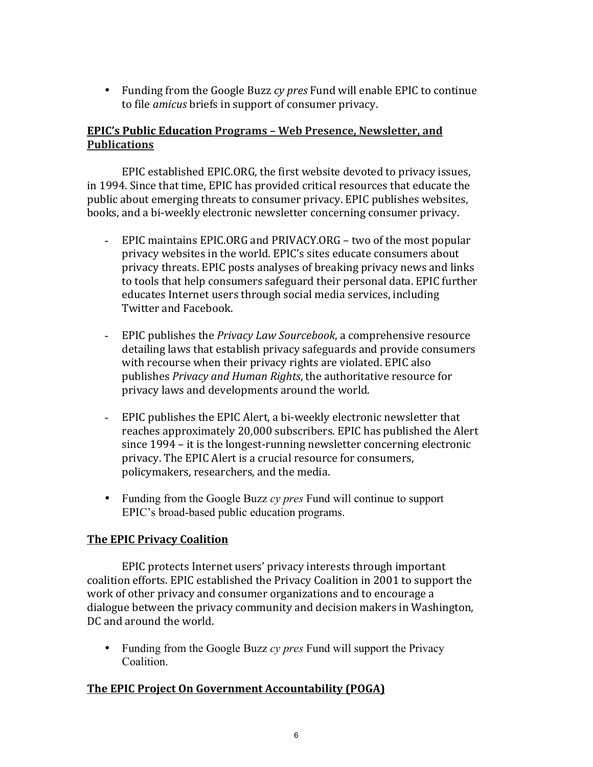- Funding from the Google Buzz *cy pres* Fund will enable EPIC to continue to file *amicus* briefs in support of consumer privacy.

**<u>EPIC's Public Education Programs – Web Presence, Newsletter, and Publications</u>**

EPIC established EPIC.ORG, the first website devoted to privacy issues, in 1994. Since that time, EPIC has provided critical resources that educate the public about emerging threats to consumer privacy. EPIC publishes websites, books, and a bi-weekly electronic newsletter concerning consumer privacy.

- EPIC maintains EPIC.ORG and PRIVACY.ORG – two of the most popular privacy websites in the world. EPIC's sites educate consumers about privacy threats. EPIC posts analyses of breaking privacy news and links to tools that help consumers safeguard their personal data. EPIC further educates Internet users through social media services, including Twitter and Facebook.

- EPIC publishes the *Privacy Law Sourcebook*, a comprehensive resource detailing laws that establish privacy safeguards and provide consumers with recourse when their privacy rights are violated. EPIC also publishes *Privacy and Human Rights*, the authoritative resource for privacy laws and developments around the world.

- EPIC publishes the EPIC Alert, a bi-weekly electronic newsletter that reaches approximately 20,000 subscribers. EPIC has published the Alert since 1994 – it is the longest-running newsletter concerning electronic privacy. The EPIC Alert is a crucial resource for consumers, policymakers, researchers, and the media.

- Funding from the Google Buzz *cy pres* Fund will continue to support EPIC's broad-based public education programs.

**<u>The EPIC Privacy Coalition</u>**

EPIC protects Internet users' privacy interests through important coalition efforts. EPIC established the Privacy Coalition in 2001 to support the work of other privacy and consumer organizations and to encourage a dialogue between the privacy community and decision makers in Washington, DC and around the world.

- Funding from the Google Buzz *cy pres* Fund will support the Privacy Coalition.

**<u>The EPIC Project On Government Accountability (POGA)</u>**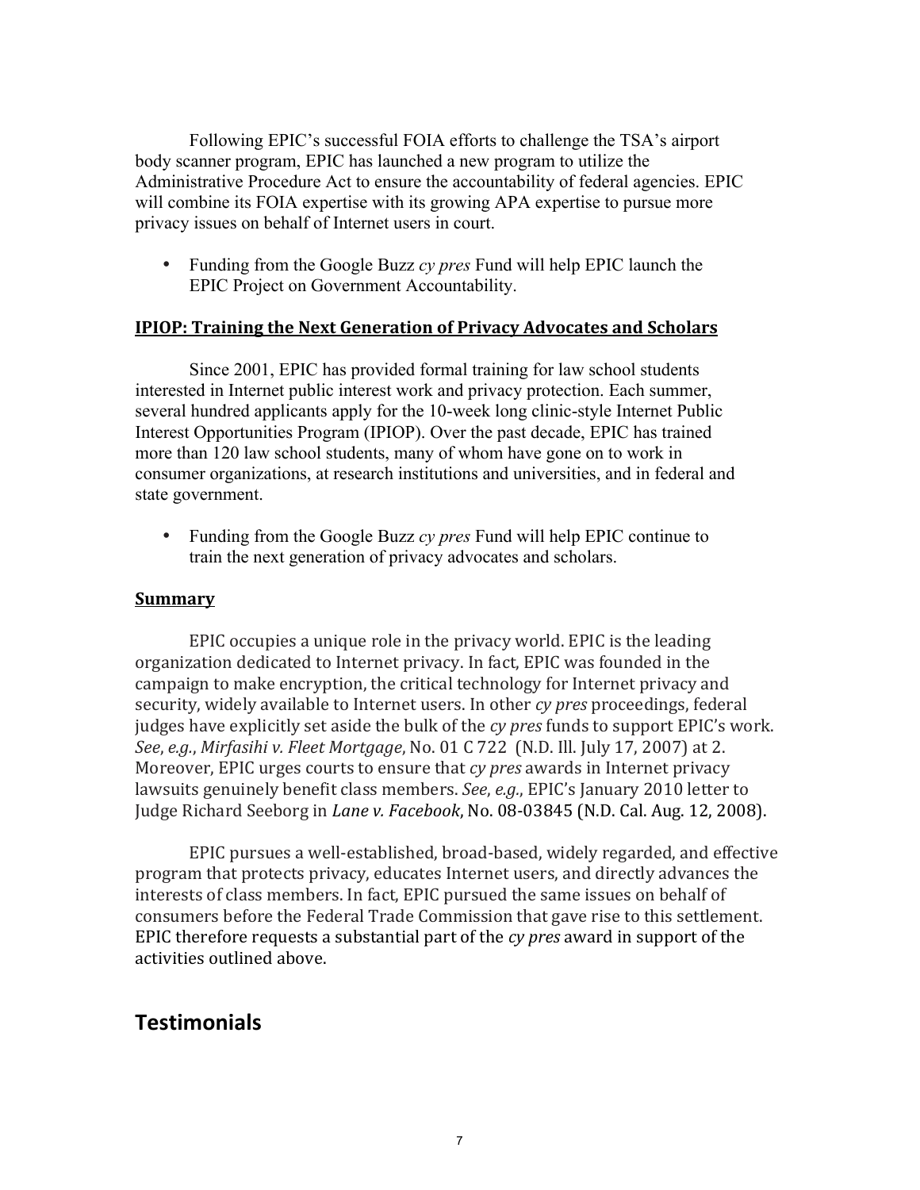Following EPIC's successful FOIA efforts to challenge the TSA's airport body scanner program, EPIC has launched a new program to utilize the Administrative Procedure Act to ensure the accountability of federal agencies. EPIC will combine its FOIA expertise with its growing APA expertise to pursue more privacy issues on behalf of Internet users in court.

- Funding from the Google Buzz *cy pres* Fund will help EPIC launch the EPIC Project on Government Accountability.

**IPIOP: Training the Next Generation of Privacy Advocates and Scholars**

Since 2001, EPIC has provided formal training for law school students interested in Internet public interest work and privacy protection. Each summer, several hundred applicants apply for the 10-week long clinic-style Internet Public Interest Opportunities Program (IPIOP). Over the past decade, EPIC has trained more than 120 law school students, many of whom have gone on to work in consumer organizations, at research institutions and universities, and in federal and state government.

- Funding from the Google Buzz *cy pres* Fund will help EPIC continue to train the next generation of privacy advocates and scholars.

**Summary**

EPIC occupies a unique role in the privacy world. EPIC is the leading organization dedicated to Internet privacy. In fact, EPIC was founded in the campaign to make encryption, the critical technology for Internet privacy and security, widely available to Internet users. In other *cy pres* proceedings, federal judges have explicitly set aside the bulk of the *cy pres* funds to support EPIC's work. *See*, *e.g.*, *Mirfasihi v. Fleet Mortgage*, No. 01 C 722 (N.D. Ill. July 17, 2007) at 2. Moreover, EPIC urges courts to ensure that *cy pres* awards in Internet privacy lawsuits genuinely benefit class members. *See*, *e.g.*, EPIC's January 2010 letter to Judge Richard Seeborg in *Lane v. Facebook*, No. 08-03845 (N.D. Cal. Aug. 12, 2008).

EPIC pursues a well-established, broad-based, widely regarded, and effective program that protects privacy, educates Internet users, and directly advances the interests of class members. In fact, EPIC pursued the same issues on behalf of consumers before the Federal Trade Commission that gave rise to this settlement. EPIC therefore requests a substantial part of the *cy pres* award in support of the activities outlined above.

## Testimonials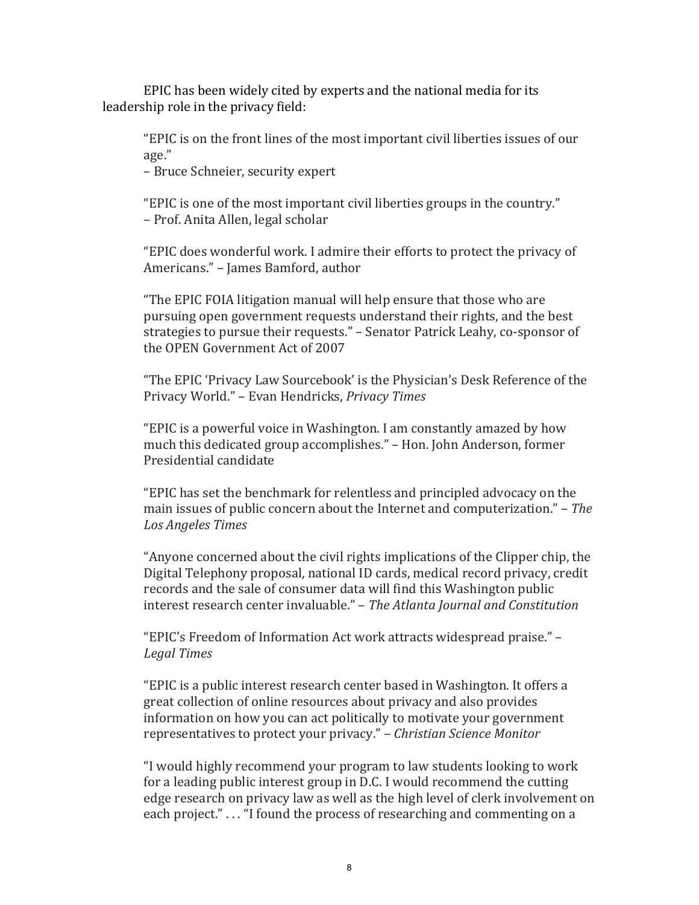EPIC has been widely cited by experts and the national media for its leadership role in the privacy field:

> "EPIC is on the front lines of the most important civil liberties issues of our age."
> – Bruce Schneier, security expert

> "EPIC is one of the most important civil liberties groups in the country."
> – Prof. Anita Allen, legal scholar

> "EPIC does wonderful work. I admire their efforts to protect the privacy of Americans." – James Bamford, author

> "The EPIC FOIA litigation manual will help ensure that those who are pursuing open government requests understand their rights, and the best strategies to pursue their requests." – Senator Patrick Leahy, co-sponsor of the OPEN Government Act of 2007

> "The EPIC 'Privacy Law Sourcebook' is the Physician's Desk Reference of the Privacy World." – Evan Hendricks, *Privacy Times*

> "EPIC is a powerful voice in Washington. I am constantly amazed by how much this dedicated group accomplishes." – Hon. John Anderson, former Presidential candidate

> "EPIC has set the benchmark for relentless and principled advocacy on the main issues of public concern about the Internet and computerization." – *The Los Angeles Times*

> "Anyone concerned about the civil rights implications of the Clipper chip, the Digital Telephony proposal, national ID cards, medical record privacy, credit records and the sale of consumer data will find this Washington public interest research center invaluable." – *The Atlanta Journal and Constitution*

> "EPIC's Freedom of Information Act work attracts widespread praise." – *Legal Times*

> "EPIC is a public interest research center based in Washington. It offers a great collection of online resources about privacy and also provides information on how you can act politically to motivate your government representatives to protect your privacy." – *Christian Science Monitor*

> "I would highly recommend your program to law students looking to work for a leading public interest group in D.C. I would recommend the cutting edge research on privacy law as well as the high level of clerk involvement on each project." . . . "I found the process of researching and commenting on a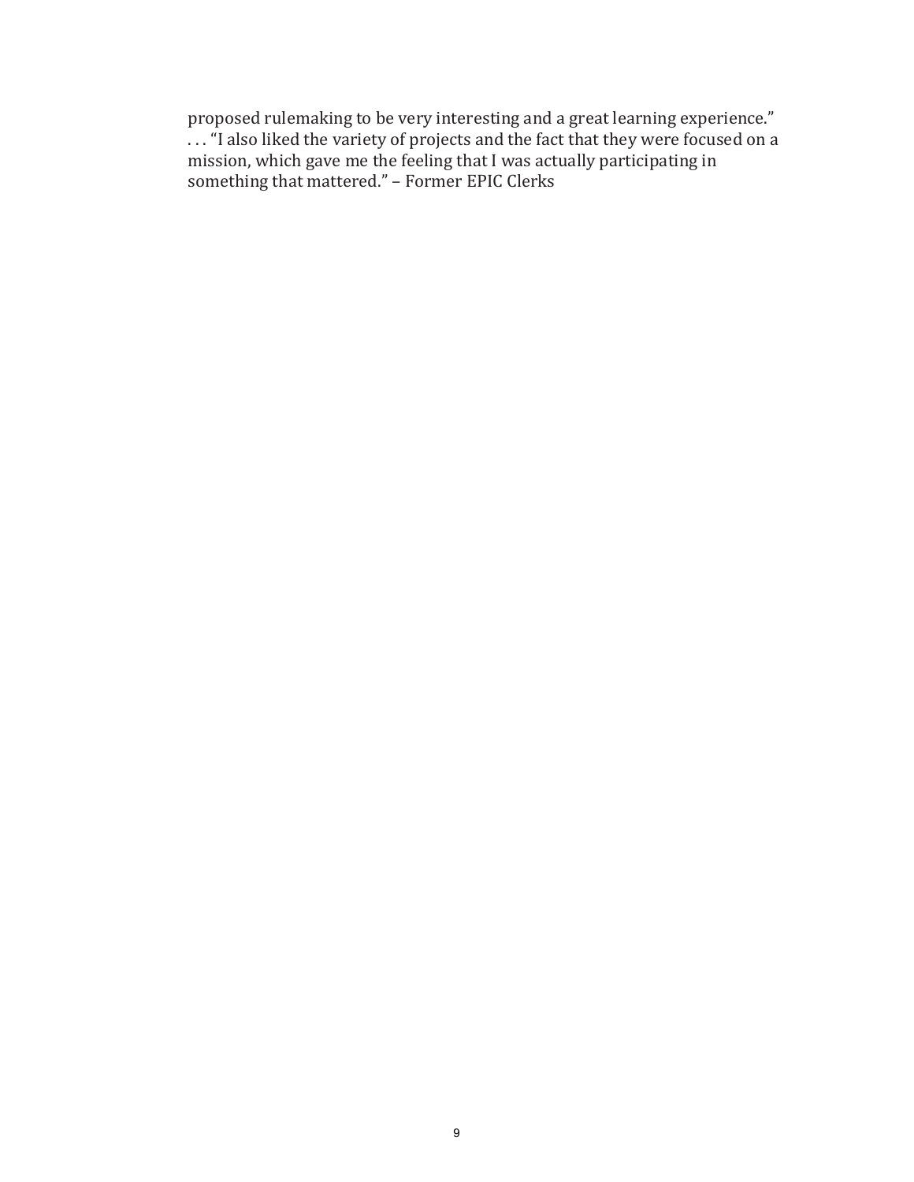proposed rulemaking to be very interesting and a great learning experience." . . . "I also liked the variety of projects and the fact that they were focused on a mission, which gave me the feeling that I was actually participating in something that mattered." – Former EPIC Clerks